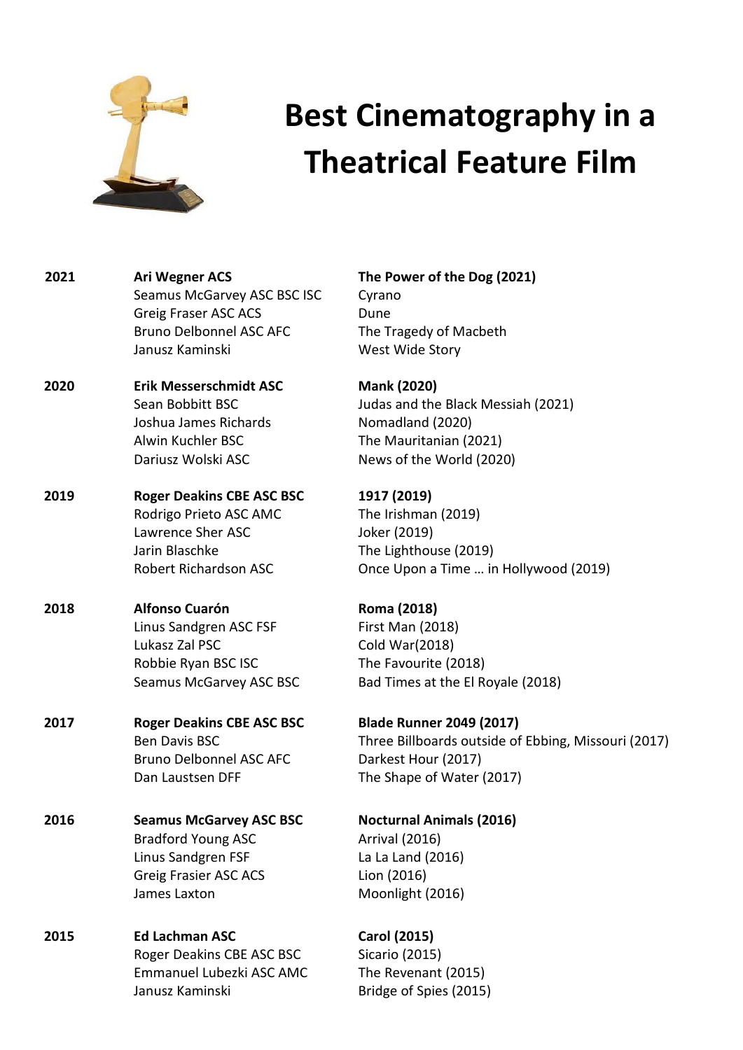# Best Cinematography in a Theatrical Feature Film

| Year | Cinematographer | Film |
|---|---|---|
| **2021** | **Ari Wegner ACS** | **The Power of the Dog (2021)** |
| | Seamus McGarvey ASC BSC ISC | Cyrano |
| | Greig Fraser ASC ACS | Dune |
| | Bruno Delbonnel ASC AFC | The Tragedy of Macbeth |
| | Janusz Kaminski | West Wide Story |
| **2020** | **Erik Messerschmidt ASC** | **Mank (2020)** |
| | Sean Bobbitt BSC | Judas and the Black Messiah (2021) |
| | Joshua James Richards | Nomadland (2020) |
| | Alwin Kuchler BSC | The Mauritanian (2021) |
| | Dariusz Wolski ASC | News of the World (2020) |
| **2019** | **Roger Deakins CBE ASC BSC** | **1917 (2019)** |
| | Rodrigo Prieto ASC AMC | The Irishman (2019) |
| | Lawrence Sher ASC | Joker (2019) |
| | Jarin Blaschke | The Lighthouse (2019) |
| | Robert Richardson ASC | Once Upon a Time … in Hollywood (2019) |
| **2018** | **Alfonso Cuarón** | **Roma (2018)** |
| | Linus Sandgren ASC FSF | First Man (2018) |
| | Lukasz Zal PSC | Cold War(2018) |
| | Robbie Ryan BSC ISC | The Favourite (2018) |
| | Seamus McGarvey ASC BSC | Bad Times at the El Royale (2018) |
| **2017** | **Roger Deakins CBE ASC BSC** | **Blade Runner 2049 (2017)** |
| | Ben Davis BSC | Three Billboards outside of Ebbing, Missouri (2017) |
| | Bruno Delbonnel ASC AFC | Darkest Hour (2017) |
| | Dan Laustsen DFF | The Shape of Water (2017) |
| **2016** | **Seamus McGarvey ASC BSC** | **Nocturnal Animals (2016)** |
| | Bradford Young ASC | Arrival (2016) |
| | Linus Sandgren FSF | La La Land (2016) |
| | Greig Frasier ASC ACS | Lion (2016) |
| | James Laxton | Moonlight (2016) |
| **2015** | **Ed Lachman ASC** | **Carol (2015)** |
| | Roger Deakins CBE ASC BSC | Sicario (2015) |
| | Emmanuel Lubezki ASC AMC | The Revenant (2015) |
| | Janusz Kaminski | Bridge of Spies (2015) |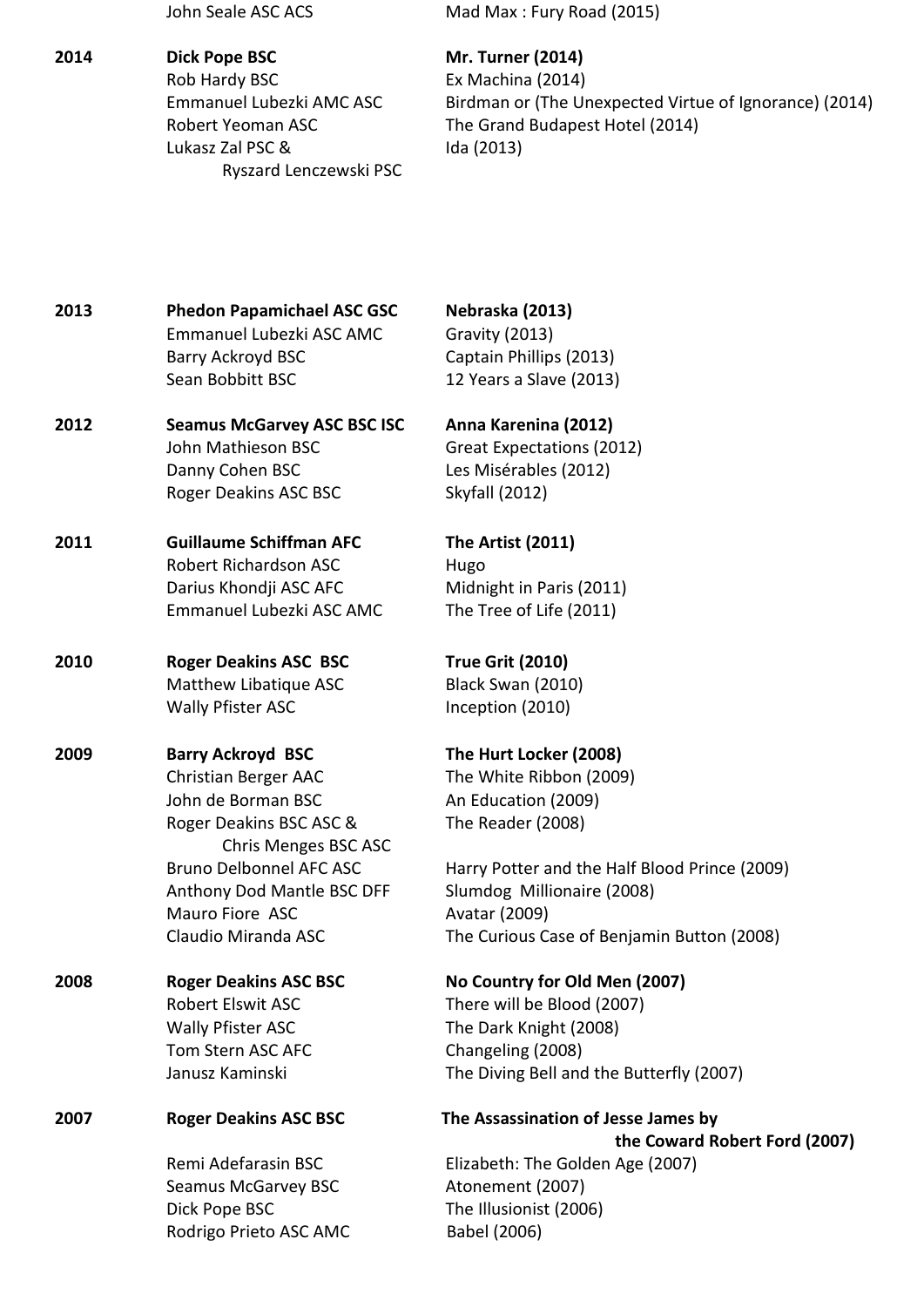| | | |
|---|---|---|
| | John Seale ASC ACS | Mad Max : Fury Road (2015) |
| **2014** | **Dick Pope BSC** | **Mr. Turner (2014)** |
| | Rob Hardy BSC | Ex Machina (2014) |
| | Emmanuel Lubezki AMC ASC | Birdman or (The Unexpected Virtue of Ignorance) (2014) |
| | Robert Yeoman ASC | The Grand Budapest Hotel (2014) |
| | Lukasz Zal PSC & Ryszard Lenczewski PSC | Ida (2013) |
| **2013** | **Phedon Papamichael ASC GSC** | **Nebraska (2013)** |
| | Emmanuel Lubezki ASC AMC | Gravity (2013) |
| | Barry Ackroyd BSC | Captain Phillips (2013) |
| | Sean Bobbitt BSC | 12 Years a Slave (2013) |
| **2012** | **Seamus McGarvey ASC BSC ISC** | **Anna Karenina (2012)** |
| | John Mathieson BSC | Great Expectations (2012) |
| | Danny Cohen BSC | Les Misérables (2012) |
| | Roger Deakins ASC BSC | Skyfall (2012) |
| **2011** | **Guillaume Schiffman AFC** | **The Artist (2011)** |
| | Robert Richardson ASC | Hugo |
| | Darius Khondji ASC AFC | Midnight in Paris (2011) |
| | Emmanuel Lubezki ASC AMC | The Tree of Life (2011) |
| **2010** | **Roger Deakins ASC BSC** | **True Grit (2010)** |
| | Matthew Libatique ASC | Black Swan (2010) |
| | Wally Pfister ASC | Inception (2010) |
| **2009** | **Barry Ackroyd BSC** | **The Hurt Locker (2008)** |
| | Christian Berger AAC | The White Ribbon (2009) |
| | John de Borman BSC | An Education (2009) |
| | Roger Deakins BSC ASC & Chris Menges BSC ASC | The Reader (2008) |
| | Bruno Delbonnel AFC ASC | Harry Potter and the Half Blood Prince (2009) |
| | Anthony Dod Mantle BSC DFF | Slumdog Millionaire (2008) |
| | Mauro Fiore ASC | Avatar (2009) |
| | Claudio Miranda ASC | The Curious Case of Benjamin Button (2008) |
| **2008** | **Roger Deakins ASC BSC** | **No Country for Old Men (2007)** |
| | Robert Elswit ASC | There will be Blood (2007) |
| | Wally Pfister ASC | The Dark Knight (2008) |
| | Tom Stern ASC AFC | Changeling (2008) |
| | Janusz Kaminski | The Diving Bell and the Butterfly (2007) |
| **2007** | **Roger Deakins ASC BSC** | **The Assassination of Jesse James by the Coward Robert Ford (2007)** |
| | Remi Adefarasin BSC | Elizabeth: The Golden Age (2007) |
| | Seamus McGarvey BSC | Atonement (2007) |
| | Dick Pope BSC | The Illusionist (2006) |
| | Rodrigo Prieto ASC AMC | Babel (2006) |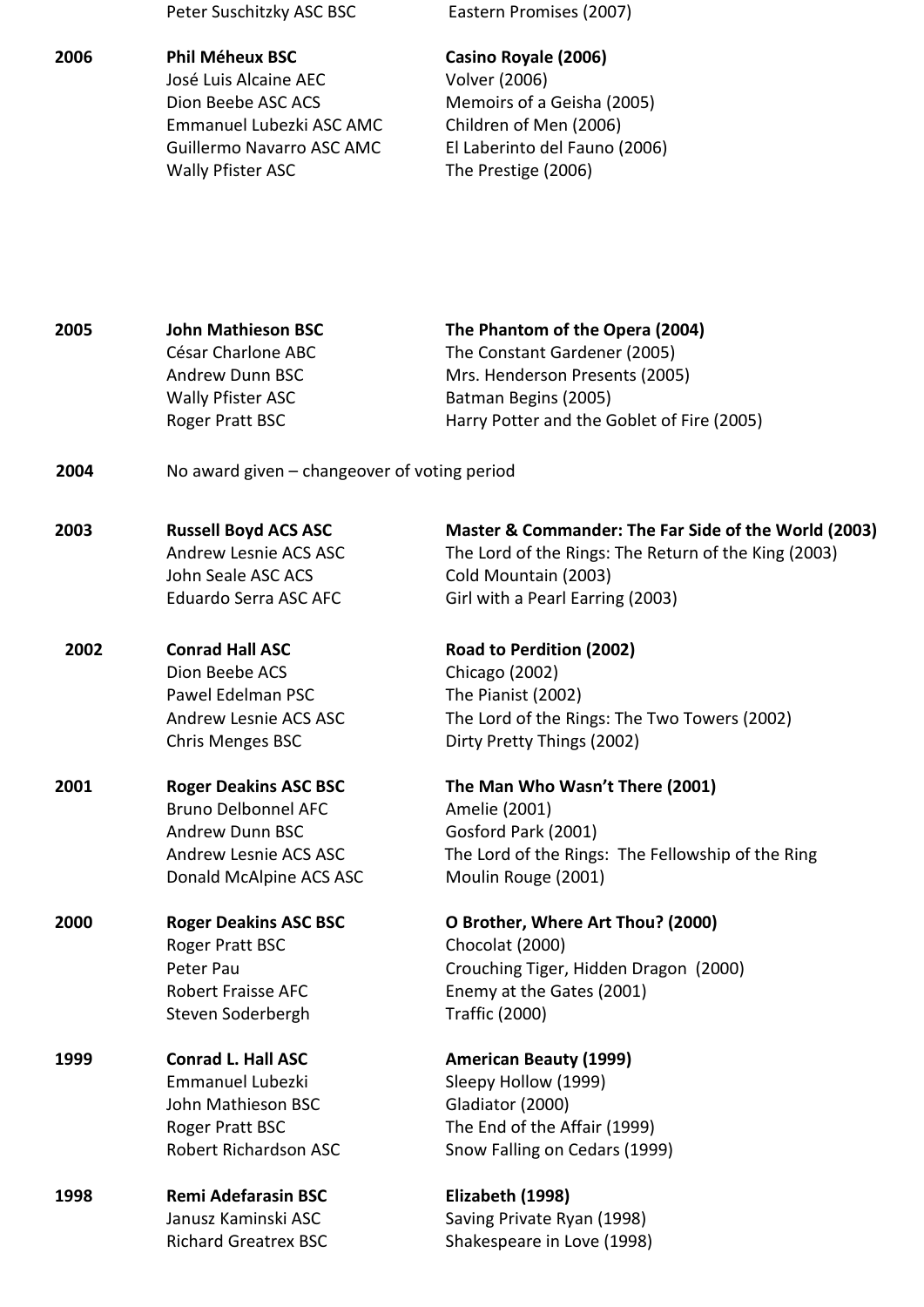| | | |
|---|---|---|
| | Peter Suschitzky ASC BSC | Eastern Promises (2007) |
| **2006** | **Phil Méheux BSC** | **Casino Royale (2006)** |
| | José Luis Alcaine AEC | Volver (2006) |
| | Dion Beebe ASC ACS | Memoirs of a Geisha (2005) |
| | Emmanuel Lubezki ASC AMC | Children of Men (2006) |
| | Guillermo Navarro ASC AMC | El Laberinto del Fauno (2006) |
| | Wally Pfister ASC | The Prestige (2006) |
| **2005** | **John Mathieson BSC** | **The Phantom of the Opera (2004)** |
| | César Charlone ABC | The Constant Gardener (2005) |
| | Andrew Dunn BSC | Mrs. Henderson Presents (2005) |
| | Wally Pfister ASC | Batman Begins (2005) |
| | Roger Pratt BSC | Harry Potter and the Goblet of Fire (2005) |
| **2004** | No award given – changeover of voting period | |
| **2003** | **Russell Boyd ACS ASC** | **Master & Commander: The Far Side of the World (2003)** |
| | Andrew Lesnie ACS ASC | The Lord of the Rings: The Return of the King (2003) |
| | John Seale ASC ACS | Cold Mountain (2003) |
| | Eduardo Serra ASC AFC | Girl with a Pearl Earring (2003) |
| **2002** | **Conrad Hall ASC** | **Road to Perdition (2002)** |
| | Dion Beebe ACS | Chicago (2002) |
| | Pawel Edelman PSC | The Pianist (2002) |
| | Andrew Lesnie ACS ASC | The Lord of the Rings: The Two Towers (2002) |
| | Chris Menges BSC | Dirty Pretty Things (2002) |
| **2001** | **Roger Deakins ASC BSC** | **The Man Who Wasn't There (2001)** |
| | Bruno Delbonnel AFC | Amelie (2001) |
| | Andrew Dunn BSC | Gosford Park (2001) |
| | Andrew Lesnie ACS ASC | The Lord of the Rings: The Fellowship of the Ring |
| | Donald McAlpine ACS ASC | Moulin Rouge (2001) |
| **2000** | **Roger Deakins ASC BSC** | **O Brother, Where Art Thou? (2000)** |
| | Roger Pratt BSC | Chocolat (2000) |
| | Peter Pau | Crouching Tiger, Hidden Dragon (2000) |
| | Robert Fraisse AFC | Enemy at the Gates (2001) |
| | Steven Soderbergh | Traffic (2000) |
| **1999** | **Conrad L. Hall ASC** | **American Beauty (1999)** |
| | Emmanuel Lubezki | Sleepy Hollow (1999) |
| | John Mathieson BSC | Gladiator (2000) |
| | Roger Pratt BSC | The End of the Affair (1999) |
| | Robert Richardson ASC | Snow Falling on Cedars (1999) |
| **1998** | **Remi Adefarasin BSC** | **Elizabeth (1998)** |
| | Janusz Kaminski ASC | Saving Private Ryan (1998) |
| | Richard Greatrex BSC | Shakespeare in Love (1998) |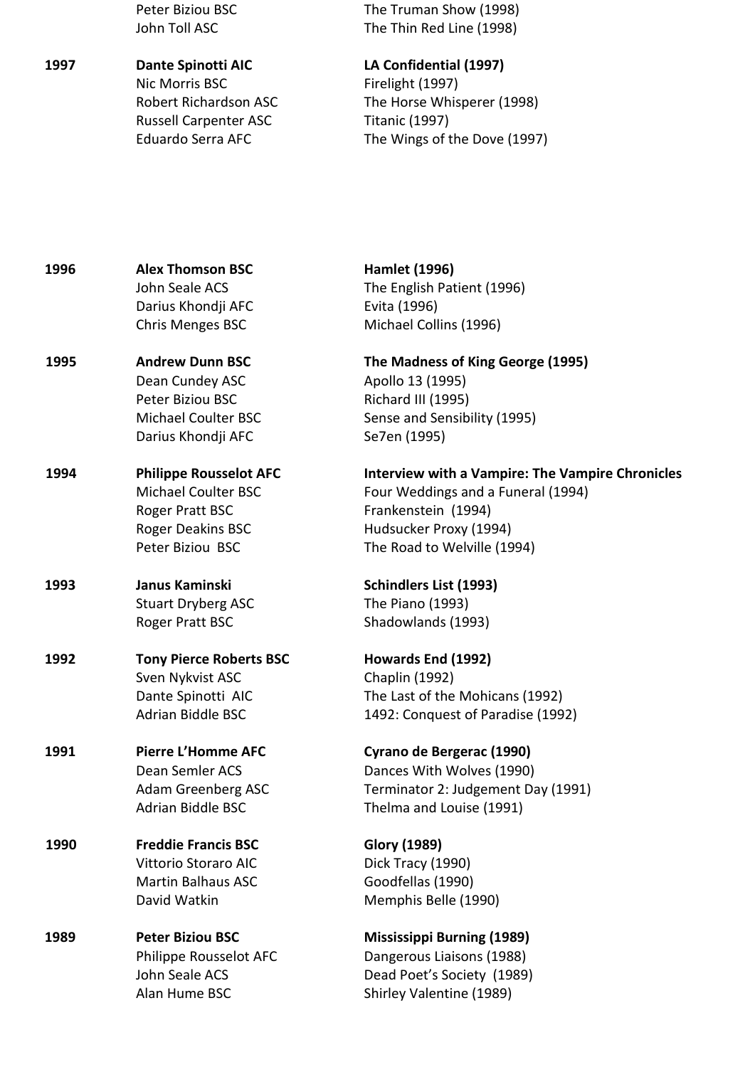| | | |
|---|---|---|
| | Peter Biziou BSC | The Truman Show (1998) |
| | John Toll ASC | The Thin Red Line (1998) |
| **1997** | **Dante Spinotti AIC** | **LA Confidential (1997)** |
| | Nic Morris BSC | Firelight (1997) |
| | Robert Richardson ASC | The Horse Whisperer (1998) |
| | Russell Carpenter ASC | Titanic (1997) |
| | Eduardo Serra AFC | The Wings of the Dove (1997) |
| **1996** | **Alex Thomson BSC** | **Hamlet (1996)** |
| | John Seale ACS | The English Patient (1996) |
| | Darius Khondji AFC | Evita (1996) |
| | Chris Menges BSC | Michael Collins (1996) |
| **1995** | **Andrew Dunn BSC** | **The Madness of King George (1995)** |
| | Dean Cundey ASC | Apollo 13 (1995) |
| | Peter Biziou BSC | Richard III (1995) |
| | Michael Coulter BSC | Sense and Sensibility (1995) |
| | Darius Khondji AFC | Se7en (1995) |
| **1994** | **Philippe Rousselot AFC** | **Interview with a Vampire: The Vampire Chronicles** |
| | Michael Coulter BSC | Four Weddings and a Funeral (1994) |
| | Roger Pratt BSC | Frankenstein (1994) |
| | Roger Deakins BSC | Hudsucker Proxy (1994) |
| | Peter Biziou BSC | The Road to Welville (1994) |
| **1993** | **Janus Kaminski** | **Schindlers List (1993)** |
| | Stuart Dryberg ASC | The Piano (1993) |
| | Roger Pratt BSC | Shadowlands (1993) |
| **1992** | **Tony Pierce Roberts BSC** | **Howards End (1992)** |
| | Sven Nykvist ASC | Chaplin (1992) |
| | Dante Spinotti AIC | The Last of the Mohicans (1992) |
| | Adrian Biddle BSC | 1492: Conquest of Paradise (1992) |
| **1991** | **Pierre L'Homme AFC** | **Cyrano de Bergerac (1990)** |
| | Dean Semler ACS | Dances With Wolves (1990) |
| | Adam Greenberg ASC | Terminator 2: Judgement Day (1991) |
| | Adrian Biddle BSC | Thelma and Louise (1991) |
| **1990** | **Freddie Francis BSC** | **Glory (1989)** |
| | Vittorio Storaro AIC | Dick Tracy (1990) |
| | Martin Balhaus ASC | Goodfellas (1990) |
| | David Watkin | Memphis Belle (1990) |
| **1989** | **Peter Biziou BSC** | **Mississippi Burning (1989)** |
| | Philippe Rousselot AFC | Dangerous Liaisons (1988) |
| | John Seale ACS | Dead Poet's Society (1989) |
| | Alan Hume BSC | Shirley Valentine (1989) |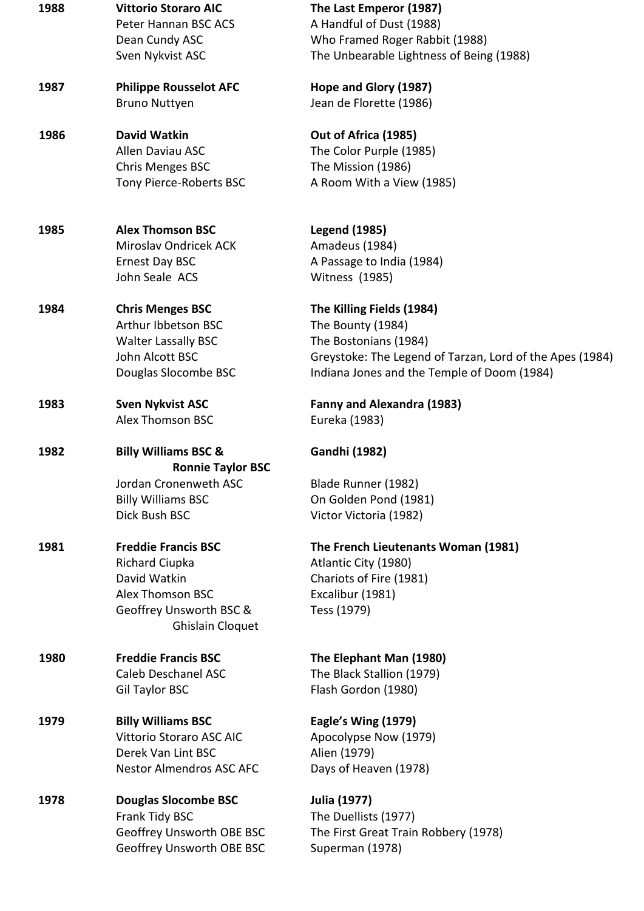| Year | Cinematographer | Film |
|---|---|---|
| **1988** | **Vittorio Storaro AIC** | **The Last Emperor (1987)** |
| | Peter Hannan BSC ACS | A Handful of Dust (1988) |
| | Dean Cundy ASC | Who Framed Roger Rabbit (1988) |
| | Sven Nykvist ASC | The Unbearable Lightness of Being (1988) |
| **1987** | **Philippe Rousselot AFC** | **Hope and Glory (1987)** |
| | Bruno Nuttyen | Jean de Florette (1986) |
| **1986** | **David Watkin** | **Out of Africa (1985)** |
| | Allen Daviau ASC | The Color Purple (1985) |
| | Chris Menges BSC | The Mission (1986) |
| | Tony Pierce-Roberts BSC | A Room With a View (1985) |
| **1985** | **Alex Thomson BSC** | **Legend (1985)** |
| | Miroslav Ondricek ACK | Amadeus (1984) |
| | Ernest Day BSC | A Passage to India (1984) |
| | John Seale ACS | Witness (1985) |
| **1984** | **Chris Menges BSC** | **The Killing Fields (1984)** |
| | Arthur Ibbetson BSC | The Bounty (1984) |
| | Walter Lassally BSC | The Bostonians (1984) |
| | John Alcott BSC | Greystoke: The Legend of Tarzan, Lord of the Apes (1984) |
| | Douglas Slocombe BSC | Indiana Jones and the Temple of Doom (1984) |
| **1983** | **Sven Nykvist ASC** | **Fanny and Alexandra (1983)** |
| | Alex Thomson BSC | Eureka (1983) |
| **1982** | **Billy Williams BSC & Ronnie Taylor BSC** | **Gandhi (1982)** |
| | Jordan Cronenweth ASC | Blade Runner (1982) |
| | Billy Williams BSC | On Golden Pond (1981) |
| | Dick Bush BSC | Victor Victoria (1982) |
| **1981** | **Freddie Francis BSC** | **The French Lieutenants Woman (1981)** |
| | Richard Ciupka | Atlantic City (1980) |
| | David Watkin | Chariots of Fire (1981) |
| | Alex Thomson BSC | Excalibur (1981) |
| | Geoffrey Unsworth BSC & Ghislain Cloquet | Tess (1979) |
| **1980** | **Freddie Francis BSC** | **The Elephant Man (1980)** |
| | Caleb Deschanel ASC | The Black Stallion (1979) |
| | Gil Taylor BSC | Flash Gordon (1980) |
| **1979** | **Billy Williams BSC** | **Eagle's Wing (1979)** |
| | Vittorio Storaro ASC AIC | Apocolypse Now (1979) |
| | Derek Van Lint BSC | Alien (1979) |
| | Nestor Almendros ASC AFC | Days of Heaven (1978) |
| **1978** | **Douglas Slocombe BSC** | **Julia (1977)** |
| | Frank Tidy BSC | The Duellists (1977) |
| | Geoffrey Unsworth OBE BSC | The First Great Train Robbery (1978) |
| | Geoffrey Unsworth OBE BSC | Superman (1978) |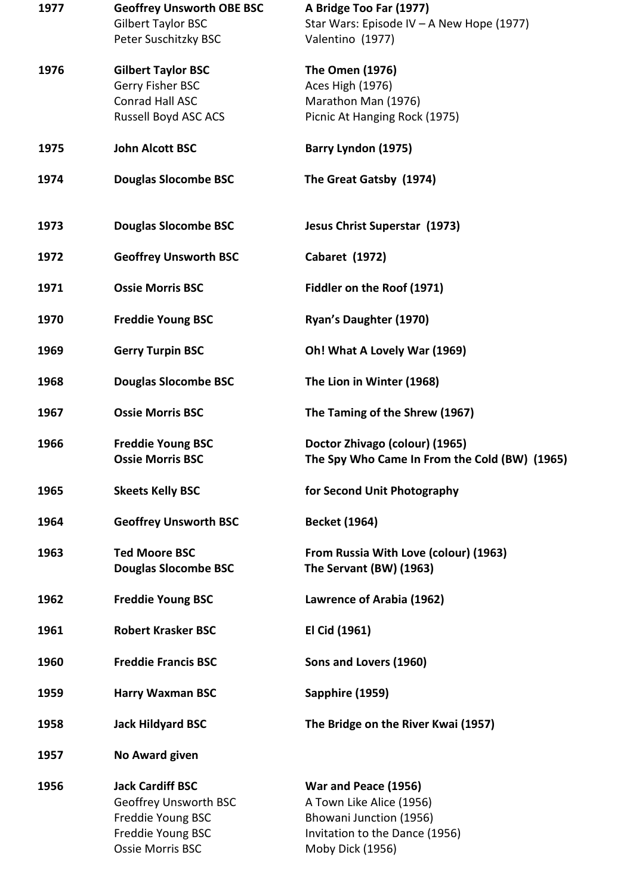| | | |
|---|---|---|
| **1977** | **Geoffrey Unsworth OBE BSC** | **A Bridge Too Far (1977)** |
| | Gilbert Taylor BSC | Star Wars: Episode IV – A New Hope (1977) |
| | Peter Suschitzky BSC | Valentino (1977) |
| **1976** | **Gilbert Taylor BSC** | **The Omen (1976)** |
| | Gerry Fisher BSC | Aces High (1976) |
| | Conrad Hall ASC | Marathon Man (1976) |
| | Russell Boyd ASC ACS | Picnic At Hanging Rock (1975) |
| **1975** | **John Alcott BSC** | **Barry Lyndon (1975)** |
| **1974** | **Douglas Slocombe BSC** | **The Great Gatsby (1974)** |
| **1973** | **Douglas Slocombe BSC** | **Jesus Christ Superstar (1973)** |
| **1972** | **Geoffrey Unsworth BSC** | **Cabaret (1972)** |
| **1971** | **Ossie Morris BSC** | **Fiddler on the Roof (1971)** |
| **1970** | **Freddie Young BSC** | **Ryan's Daughter (1970)** |
| **1969** | **Gerry Turpin BSC** | **Oh! What A Lovely War (1969)** |
| **1968** | **Douglas Slocombe BSC** | **The Lion in Winter (1968)** |
| **1967** | **Ossie Morris BSC** | **The Taming of the Shrew (1967)** |
| **1966** | **Freddie Young BSC** | **Doctor Zhivago (colour) (1965)** |
| | **Ossie Morris BSC** | **The Spy Who Came In From the Cold (BW) (1965)** |
| **1965** | **Skeets Kelly BSC** | **for Second Unit Photography** |
| **1964** | **Geoffrey Unsworth BSC** | **Becket (1964)** |
| **1963** | **Ted Moore BSC** | **From Russia With Love (colour) (1963)** |
| | **Douglas Slocombe BSC** | **The Servant (BW) (1963)** |
| **1962** | **Freddie Young BSC** | **Lawrence of Arabia (1962)** |
| **1961** | **Robert Krasker BSC** | **El Cid (1961)** |
| **1960** | **Freddie Francis BSC** | **Sons and Lovers (1960)** |
| **1959** | **Harry Waxman BSC** | **Sapphire (1959)** |
| **1958** | **Jack Hildyard BSC** | **The Bridge on the River Kwai (1957)** |
| **1957** | **No Award given** | |
| **1956** | **Jack Cardiff BSC** | **War and Peace (1956)** |
| | Geoffrey Unsworth BSC | A Town Like Alice (1956) |
| | Freddie Young BSC | Bhowani Junction (1956) |
| | Freddie Young BSC | Invitation to the Dance (1956) |
| | Ossie Morris BSC | Moby Dick (1956) |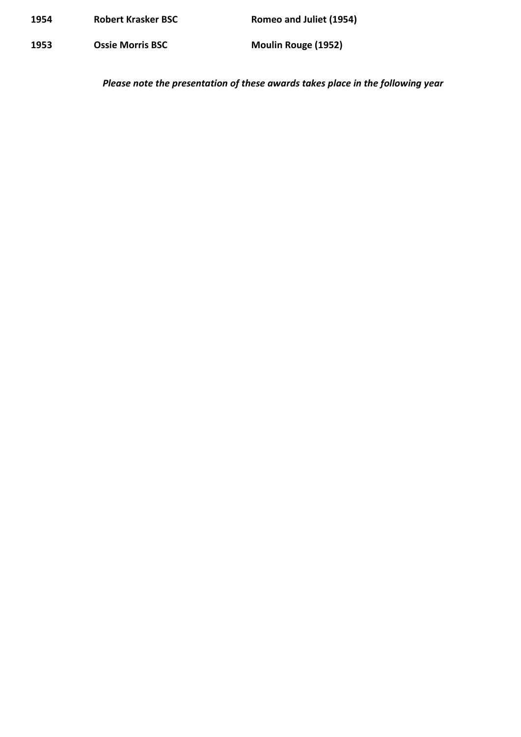| | | |
|---|---|---|
| **1954** | **Robert Krasker BSC** | **Romeo and Juliet (1954)** |
| **1953** | **Ossie Morris BSC** | **Moulin Rouge (1952)** |

***Please note the presentation of these awards takes place in the following year***